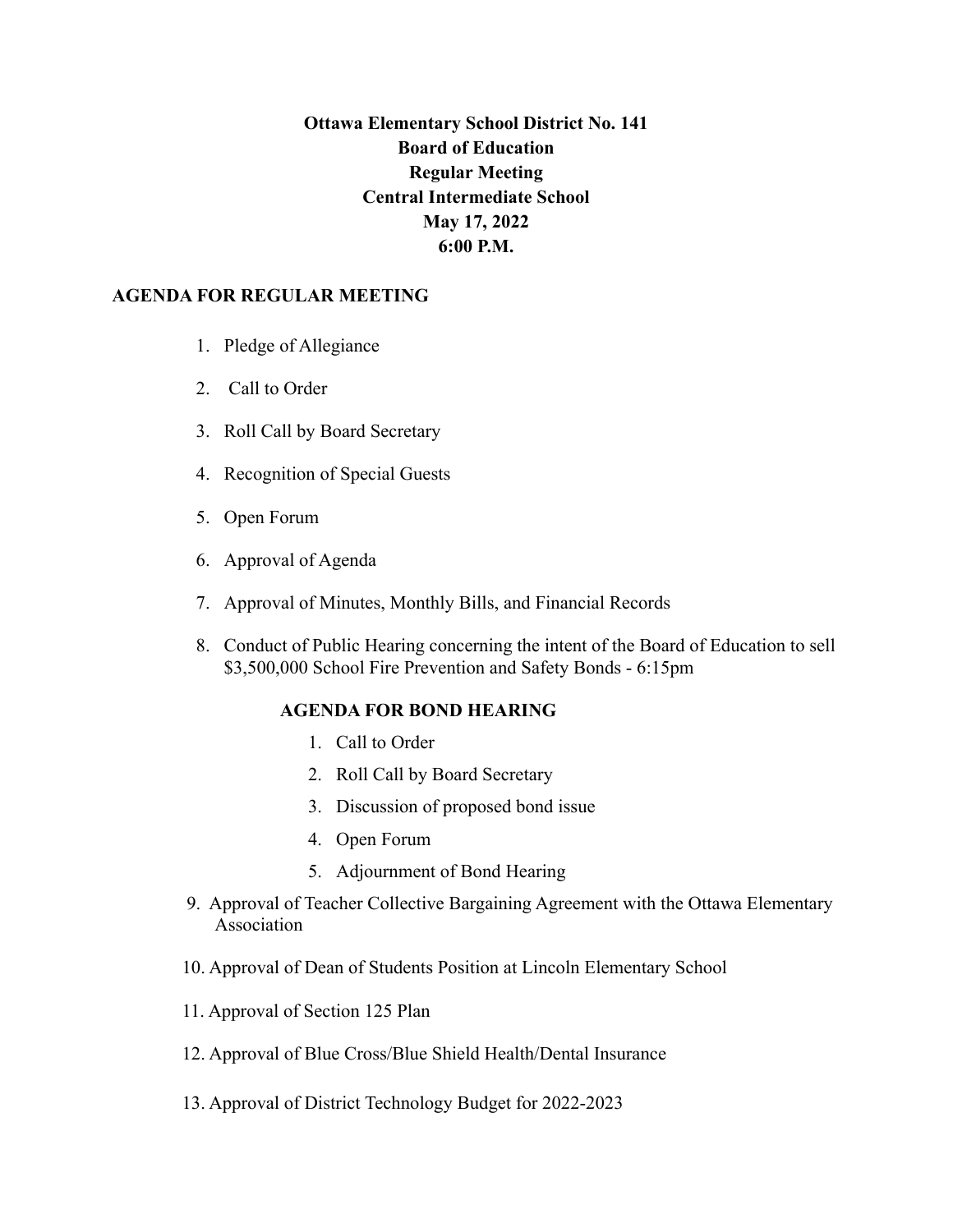**Ottawa Elementary School District No. 141**
**Board of Education**
**Regular Meeting**
**Central Intermediate School**
**May 17, 2022**
**6:00 P.M.**

## AGENDA FOR REGULAR MEETING

1. Pledge of Allegiance
2. Call to Order
3. Roll Call by Board Secretary
4. Recognition of Special Guests
5. Open Forum
6. Approval of Agenda
7. Approval of Minutes, Monthly Bills, and Financial Records
8. Conduct of Public Hearing concerning the intent of the Board of Education to sell $3,500,000 School Fire Prevention and Safety Bonds - 6:15pm

   **AGENDA FOR BOND HEARING**

   1. Call to Order
   2. Roll Call by Board Secretary
   3. Discussion of proposed bond issue
   4. Open Forum
   5. Adjournment of Bond Hearing

9. Approval of Teacher Collective Bargaining Agreement with the Ottawa Elementary Association
10. Approval of Dean of Students Position at Lincoln Elementary School
11. Approval of Section 125 Plan
12. Approval of Blue Cross/Blue Shield Health/Dental Insurance
13. Approval of District Technology Budget for 2022-2023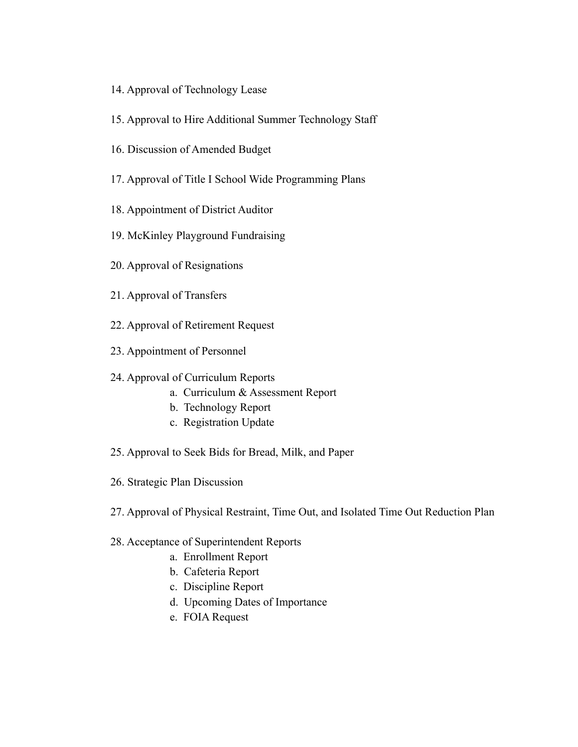14. Approval of Technology Lease

15. Approval to Hire Additional Summer Technology Staff

16. Discussion of Amended Budget

17. Approval of Title I School Wide Programming Plans

18. Appointment of District Auditor

19. McKinley Playground Fundraising

20. Approval of Resignations

21. Approval of Transfers

22. Approval of Retirement Request

23. Appointment of Personnel

24. Approval of Curriculum Reports
    a. Curriculum & Assessment Report
    b. Technology Report
    c. Registration Update

25. Approval to Seek Bids for Bread, Milk, and Paper

26. Strategic Plan Discussion

27. Approval of Physical Restraint, Time Out, and Isolated Time Out Reduction Plan

28. Acceptance of Superintendent Reports
    a. Enrollment Report
    b. Cafeteria Report
    c. Discipline Report
    d. Upcoming Dates of Importance
    e. FOIA Request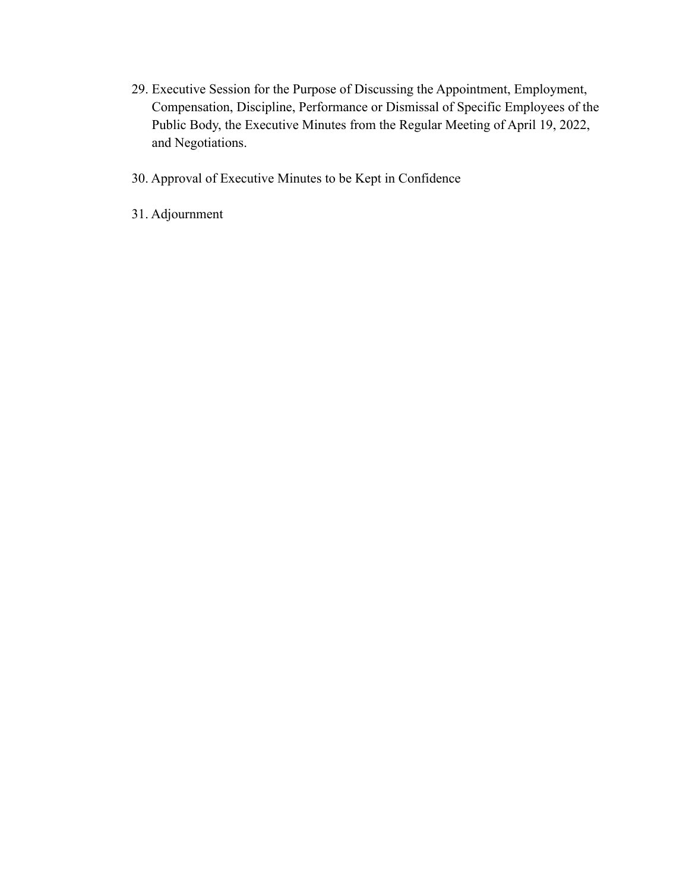29. Executive Session for the Purpose of Discussing the Appointment, Employment, Compensation, Discipline, Performance or Dismissal of Specific Employees of the Public Body, the Executive Minutes from the Regular Meeting of April 19, 2022, and Negotiations.

30. Approval of Executive Minutes to be Kept in Confidence

31. Adjournment